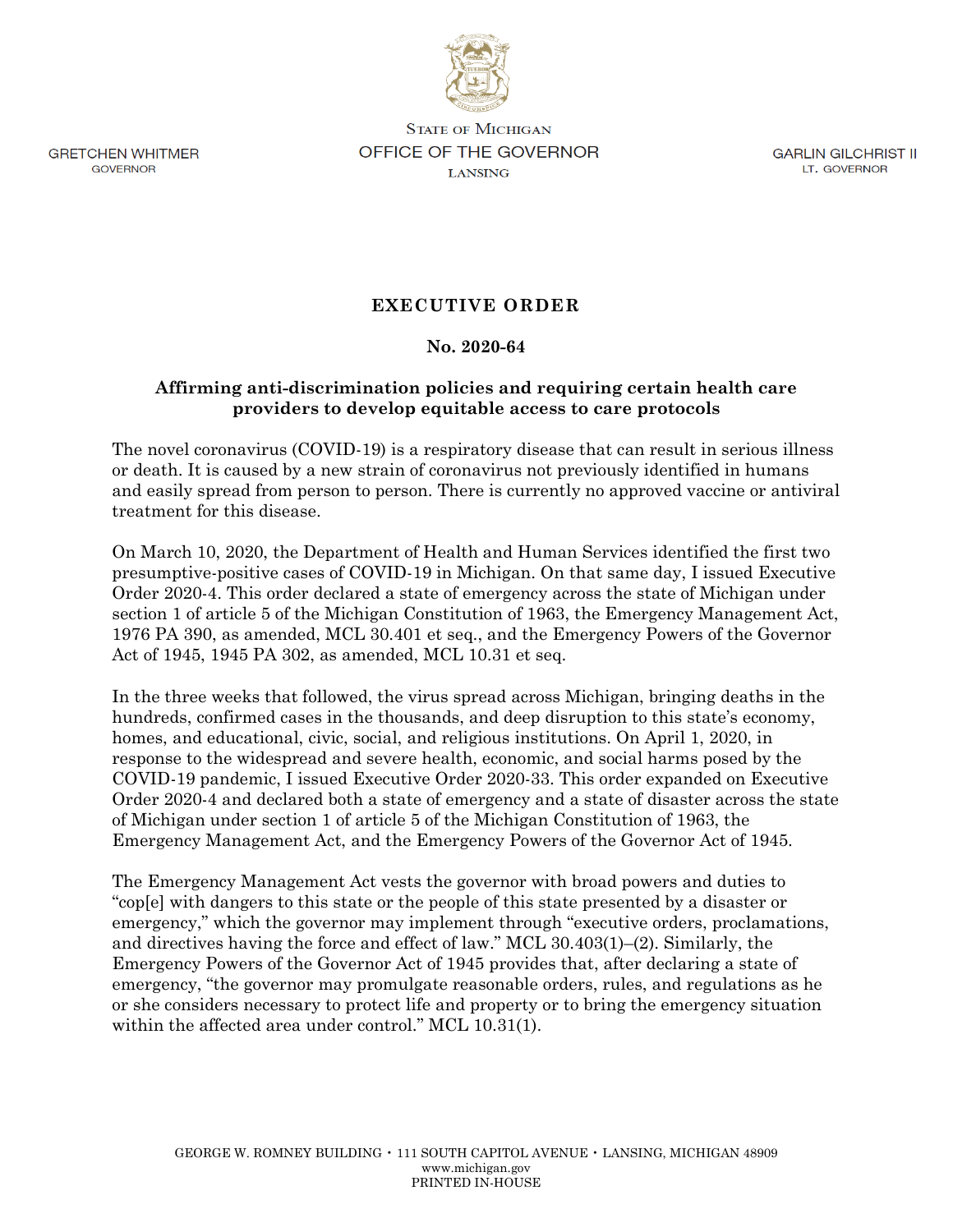GRETCHEN WHITMER
GOVERNOR

STATE OF MICHIGAN
OFFICE OF THE GOVERNOR
LANSING

GARLIN GILCHRIST II
LT. GOVERNOR

# EXECUTIVE ORDER

## No. 2020-64

### Affirming anti-discrimination policies and requiring certain health care providers to develop equitable access to care protocols

The novel coronavirus (COVID-19) is a respiratory disease that can result in serious illness or death. It is caused by a new strain of coronavirus not previously identified in humans and easily spread from person to person. There is currently no approved vaccine or antiviral treatment for this disease.

On March 10, 2020, the Department of Health and Human Services identified the first two presumptive-positive cases of COVID-19 in Michigan. On that same day, I issued Executive Order 2020-4. This order declared a state of emergency across the state of Michigan under section 1 of article 5 of the Michigan Constitution of 1963, the Emergency Management Act, 1976 PA 390, as amended, MCL 30.401 et seq., and the Emergency Powers of the Governor Act of 1945, 1945 PA 302, as amended, MCL 10.31 et seq.

In the three weeks that followed, the virus spread across Michigan, bringing deaths in the hundreds, confirmed cases in the thousands, and deep disruption to this state's economy, homes, and educational, civic, social, and religious institutions. On April 1, 2020, in response to the widespread and severe health, economic, and social harms posed by the COVID-19 pandemic, I issued Executive Order 2020-33. This order expanded on Executive Order 2020-4 and declared both a state of emergency and a state of disaster across the state of Michigan under section 1 of article 5 of the Michigan Constitution of 1963, the Emergency Management Act, and the Emergency Powers of the Governor Act of 1945.

The Emergency Management Act vests the governor with broad powers and duties to "cop[e] with dangers to this state or the people of this state presented by a disaster or emergency," which the governor may implement through "executive orders, proclamations, and directives having the force and effect of law." MCL 30.403(1)–(2). Similarly, the Emergency Powers of the Governor Act of 1945 provides that, after declaring a state of emergency, "the governor may promulgate reasonable orders, rules, and regulations as he or she considers necessary to protect life and property or to bring the emergency situation within the affected area under control." MCL 10.31(1).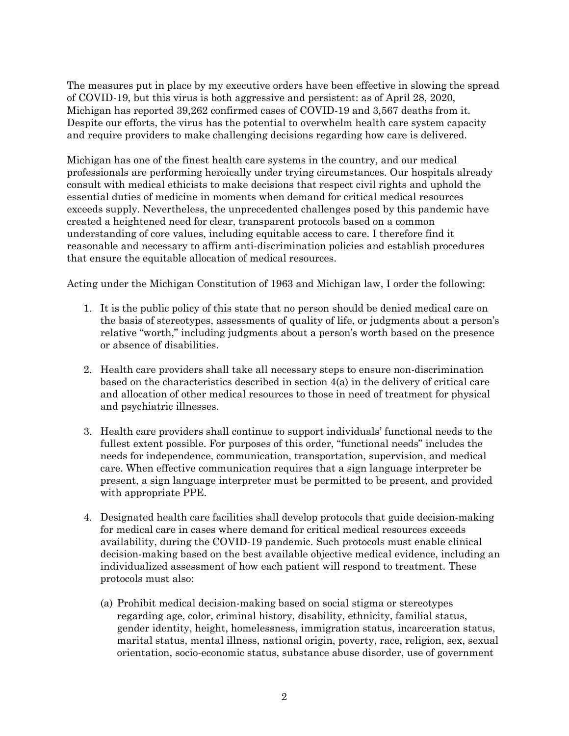The measures put in place by my executive orders have been effective in slowing the spread of COVID-19, but this virus is both aggressive and persistent: as of April 28, 2020, Michigan has reported 39,262 confirmed cases of COVID-19 and 3,567 deaths from it. Despite our efforts, the virus has the potential to overwhelm health care system capacity and require providers to make challenging decisions regarding how care is delivered.

Michigan has one of the finest health care systems in the country, and our medical professionals are performing heroically under trying circumstances. Our hospitals already consult with medical ethicists to make decisions that respect civil rights and uphold the essential duties of medicine in moments when demand for critical medical resources exceeds supply. Nevertheless, the unprecedented challenges posed by this pandemic have created a heightened need for clear, transparent protocols based on a common understanding of core values, including equitable access to care. I therefore find it reasonable and necessary to affirm anti-discrimination policies and establish procedures that ensure the equitable allocation of medical resources.

Acting under the Michigan Constitution of 1963 and Michigan law, I order the following:

1. It is the public policy of this state that no person should be denied medical care on the basis of stereotypes, assessments of quality of life, or judgments about a person's relative "worth," including judgments about a person's worth based on the presence or absence of disabilities.

2. Health care providers shall take all necessary steps to ensure non-discrimination based on the characteristics described in section 4(a) in the delivery of critical care and allocation of other medical resources to those in need of treatment for physical and psychiatric illnesses.

3. Health care providers shall continue to support individuals' functional needs to the fullest extent possible. For purposes of this order, "functional needs" includes the needs for independence, communication, transportation, supervision, and medical care. When effective communication requires that a sign language interpreter be present, a sign language interpreter must be permitted to be present, and provided with appropriate PPE.

4. Designated health care facilities shall develop protocols that guide decision-making for medical care in cases where demand for critical medical resources exceeds availability, during the COVID-19 pandemic. Such protocols must enable clinical decision-making based on the best available objective medical evidence, including an individualized assessment of how each patient will respond to treatment. These protocols must also:

   (a) Prohibit medical decision-making based on social stigma or stereotypes regarding age, color, criminal history, disability, ethnicity, familial status, gender identity, height, homelessness, immigration status, incarceration status, marital status, mental illness, national origin, poverty, race, religion, sex, sexual orientation, socio-economic status, substance abuse disorder, use of government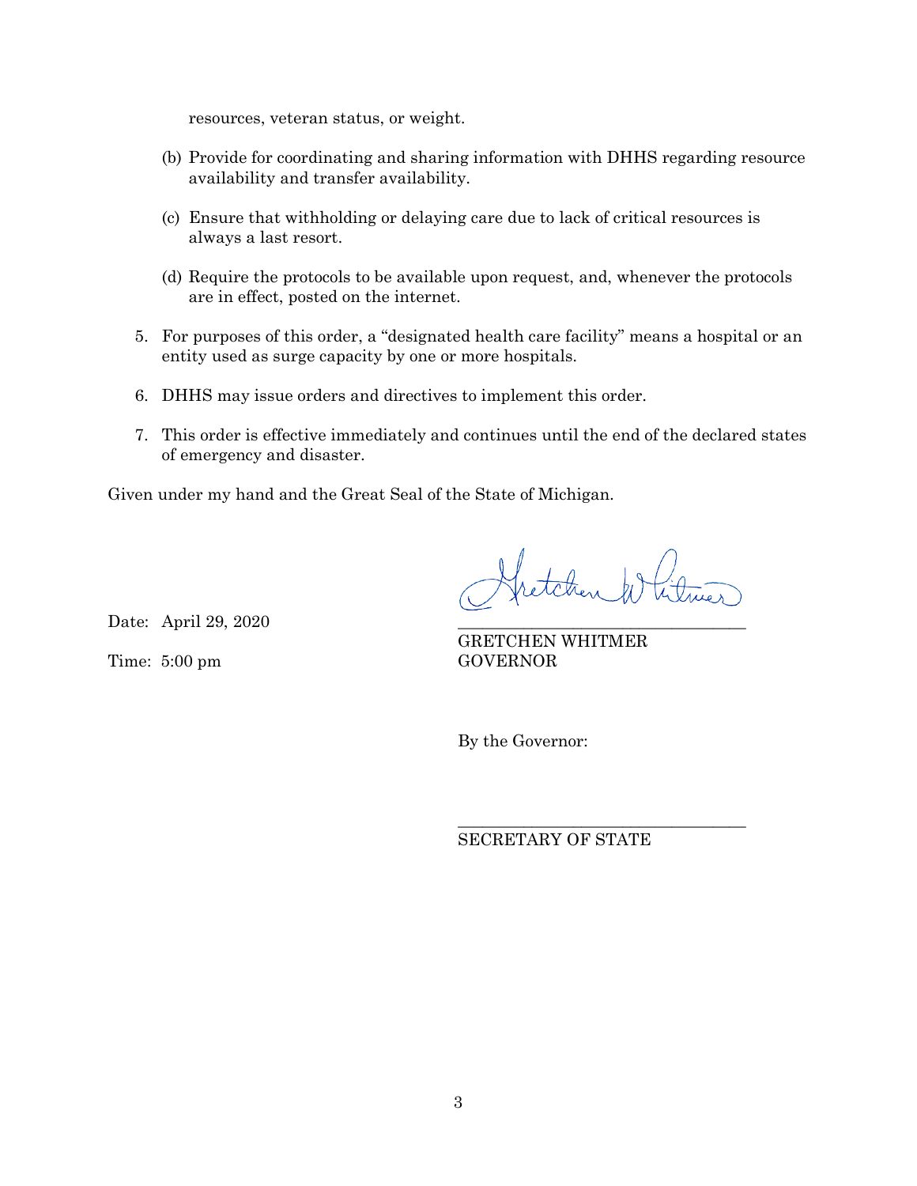resources, veteran status, or weight.

(b) Provide for coordinating and sharing information with DHHS regarding resource availability and transfer availability.

(c) Ensure that withholding or delaying care due to lack of critical resources is always a last resort.

(d) Require the protocols to be available upon request, and, whenever the protocols are in effect, posted on the internet.

5. For purposes of this order, a "designated health care facility" means a hospital or an entity used as surge capacity by one or more hospitals.

6. DHHS may issue orders and directives to implement this order.

7. This order is effective immediately and continues until the end of the declared states of emergency and disaster.

Given under my hand and the Great Seal of the State of Michigan.

Date: April 29, 2020

Time: 5:00 pm

GRETCHEN WHITMER
GOVERNOR

By the Governor:

SECRETARY OF STATE